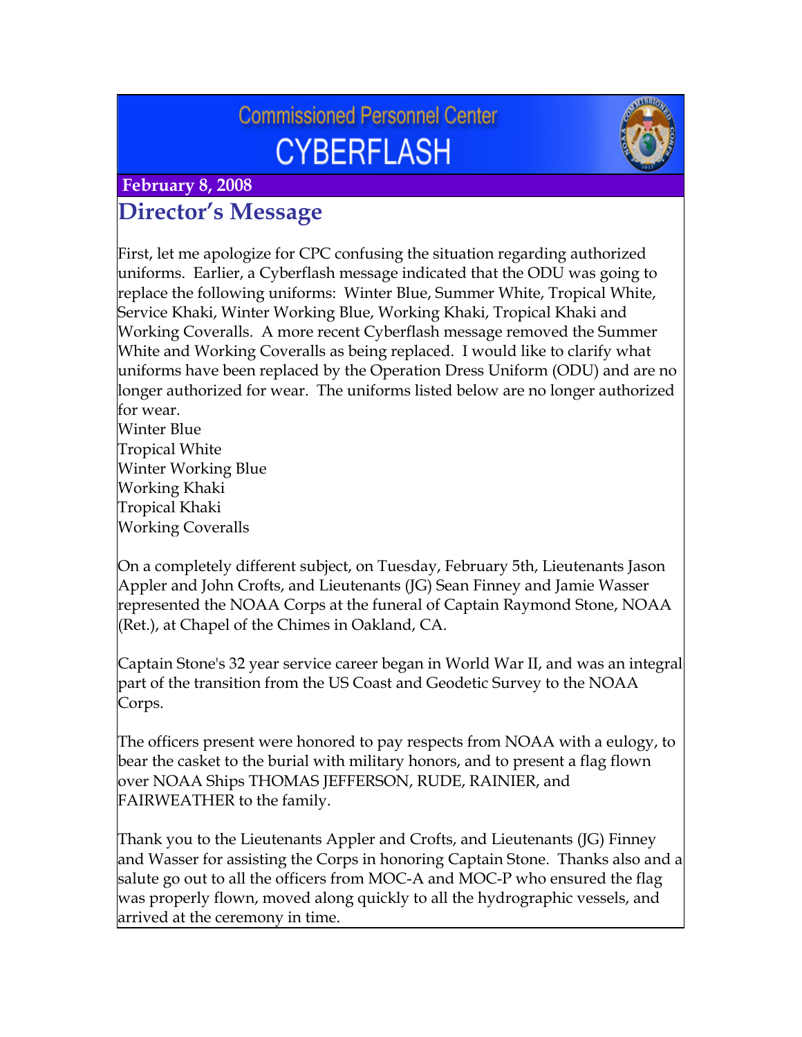# Commissioned Personnel Center
# CYBERFLASH

**February 8, 2008**

## Director's Message

First, let me apologize for CPC confusing the situation regarding authorized uniforms. Earlier, a Cyberflash message indicated that the ODU was going to replace the following uniforms: Winter Blue, Summer White, Tropical White, Service Khaki, Winter Working Blue, Working Khaki, Tropical Khaki and Working Coveralls. A more recent Cyberflash message removed the Summer White and Working Coveralls as being replaced. I would like to clarify what uniforms have been replaced by the Operation Dress Uniform (ODU) and are no longer authorized for wear. The uniforms listed below are no longer authorized for wear.

Winter Blue
Tropical White
Winter Working Blue
Working Khaki
Tropical Khaki
Working Coveralls

On a completely different subject, on Tuesday, February 5th, Lieutenants Jason Appler and John Crofts, and Lieutenants (JG) Sean Finney and Jamie Wasser represented the NOAA Corps at the funeral of Captain Raymond Stone, NOAA (Ret.), at Chapel of the Chimes in Oakland, CA.

Captain Stone's 32 year service career began in World War II, and was an integral part of the transition from the US Coast and Geodetic Survey to the NOAA Corps.

The officers present were honored to pay respects from NOAA with a eulogy, to bear the casket to the burial with military honors, and to present a flag flown over NOAA Ships THOMAS JEFFERSON, RUDE, RAINIER, and FAIRWEATHER to the family.

Thank you to the Lieutenants Appler and Crofts, and Lieutenants (JG) Finney and Wasser for assisting the Corps in honoring Captain Stone. Thanks also and a salute go out to all the officers from MOC-A and MOC-P who ensured the flag was properly flown, moved along quickly to all the hydrographic vessels, and arrived at the ceremony in time.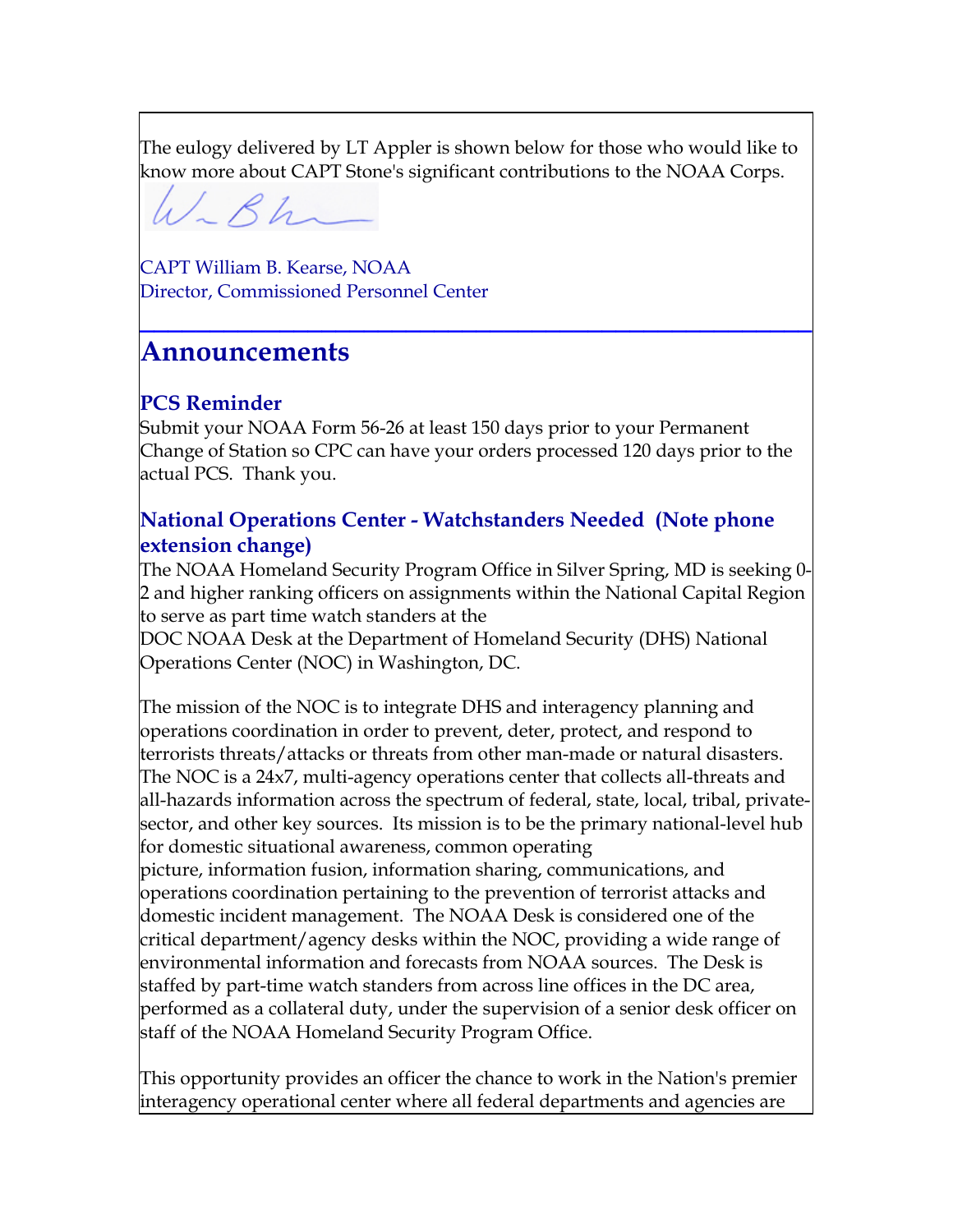The eulogy delivered by LT Appler is shown below for those who would like to know more about CAPT Stone's significant contributions to the NOAA Corps.

CAPT William B. Kearse, NOAA
Director, Commissioned Personnel Center

## Announcements

### PCS Reminder

Submit your NOAA Form 56-26 at least 150 days prior to your Permanent Change of Station so CPC can have your orders processed 120 days prior to the actual PCS. Thank you.

### National Operations Center - Watchstanders Needed (Note phone extension change)

The NOAA Homeland Security Program Office in Silver Spring, MD is seeking 0-2 and higher ranking officers on assignments within the National Capital Region to serve as part time watch standers at the DOC NOAA Desk at the Department of Homeland Security (DHS) National Operations Center (NOC) in Washington, DC.

The mission of the NOC is to integrate DHS and interagency planning and operations coordination in order to prevent, deter, protect, and respond to terrorists threats/attacks or threats from other man-made or natural disasters. The NOC is a 24x7, multi-agency operations center that collects all-threats and all-hazards information across the spectrum of federal, state, local, tribal, private-sector, and other key sources. Its mission is to be the primary national-level hub for domestic situational awareness, common operating picture, information fusion, information sharing, communications, and operations coordination pertaining to the prevention of terrorist attacks and domestic incident management. The NOAA Desk is considered one of the critical department/agency desks within the NOC, providing a wide range of environmental information and forecasts from NOAA sources. The Desk is staffed by part-time watch standers from across line offices in the DC area, performed as a collateral duty, under the supervision of a senior desk officer on staff of the NOAA Homeland Security Program Office.

This opportunity provides an officer the chance to work in the Nation's premier interagency operational center where all federal departments and agencies are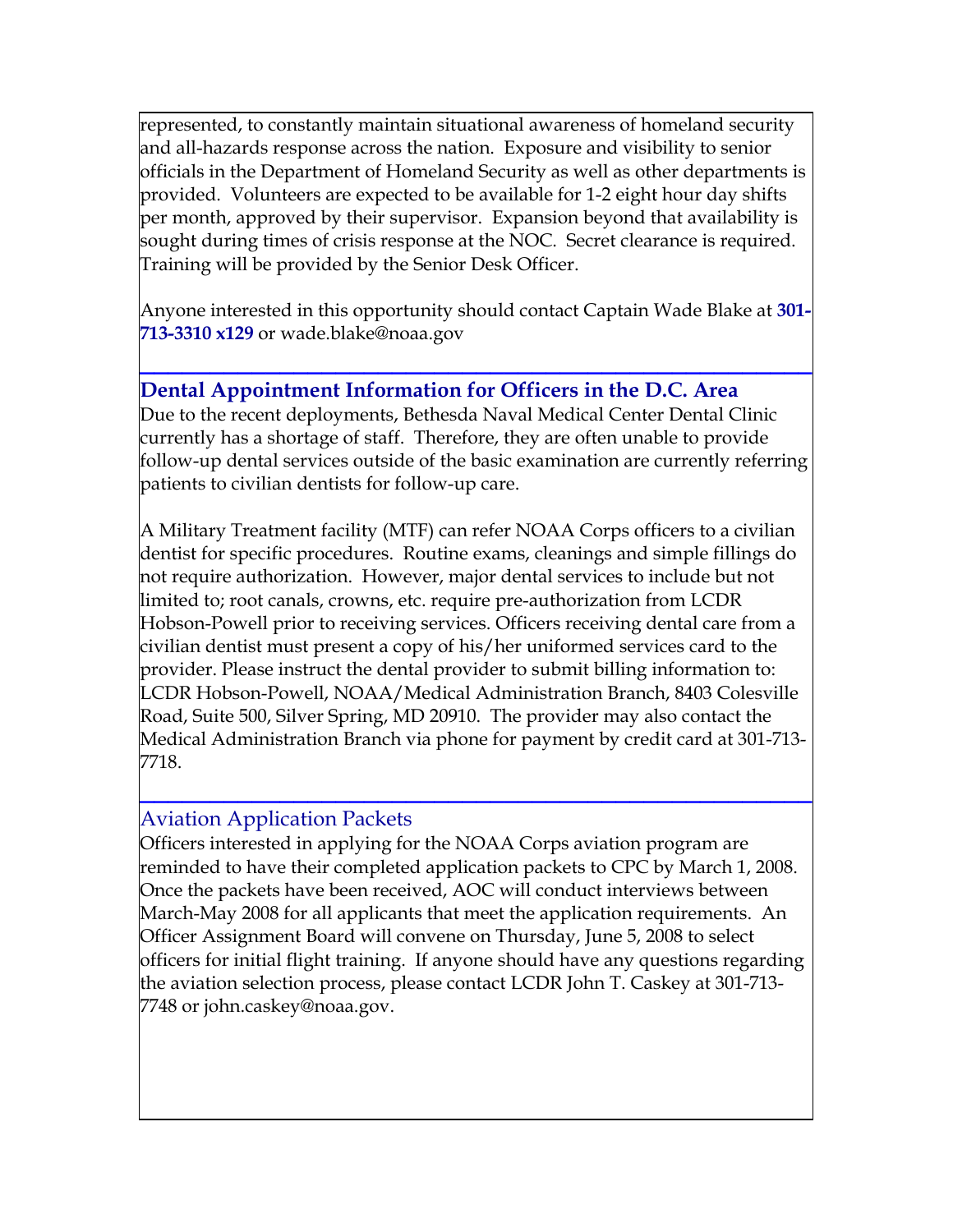represented, to constantly maintain situational awareness of homeland security and all-hazards response across the nation. Exposure and visibility to senior officials in the Department of Homeland Security as well as other departments is provided. Volunteers are expected to be available for 1-2 eight hour day shifts per month, approved by their supervisor. Expansion beyond that availability is sought during times of crisis response at the NOC. Secret clearance is required. Training will be provided by the Senior Desk Officer.

Anyone interested in this opportunity should contact Captain Wade Blake at **301-713-3310 x129** or wade.blake@noaa.gov

---

## Dental Appointment Information for Officers in the D.C. Area

Due to the recent deployments, Bethesda Naval Medical Center Dental Clinic currently has a shortage of staff. Therefore, they are often unable to provide follow-up dental services outside of the basic examination are currently referring patients to civilian dentists for follow-up care.

A Military Treatment facility (MTF) can refer NOAA Corps officers to a civilian dentist for specific procedures. Routine exams, cleanings and simple fillings do not require authorization. However, major dental services to include but not limited to; root canals, crowns, etc. require pre-authorization from LCDR Hobson-Powell prior to receiving services. Officers receiving dental care from a civilian dentist must present a copy of his/her uniformed services card to the provider. Please instruct the dental provider to submit billing information to: LCDR Hobson-Powell, NOAA/Medical Administration Branch, 8403 Colesville Road, Suite 500, Silver Spring, MD 20910. The provider may also contact the Medical Administration Branch via phone for payment by credit card at 301-713-7718.

---

## Aviation Application Packets

Officers interested in applying for the NOAA Corps aviation program are reminded to have their completed application packets to CPC by March 1, 2008. Once the packets have been received, AOC will conduct interviews between March-May 2008 for all applicants that meet the application requirements. An Officer Assignment Board will convene on Thursday, June 5, 2008 to select officers for initial flight training. If anyone should have any questions regarding the aviation selection process, please contact LCDR John T. Caskey at 301-713-7748 or john.caskey@noaa.gov.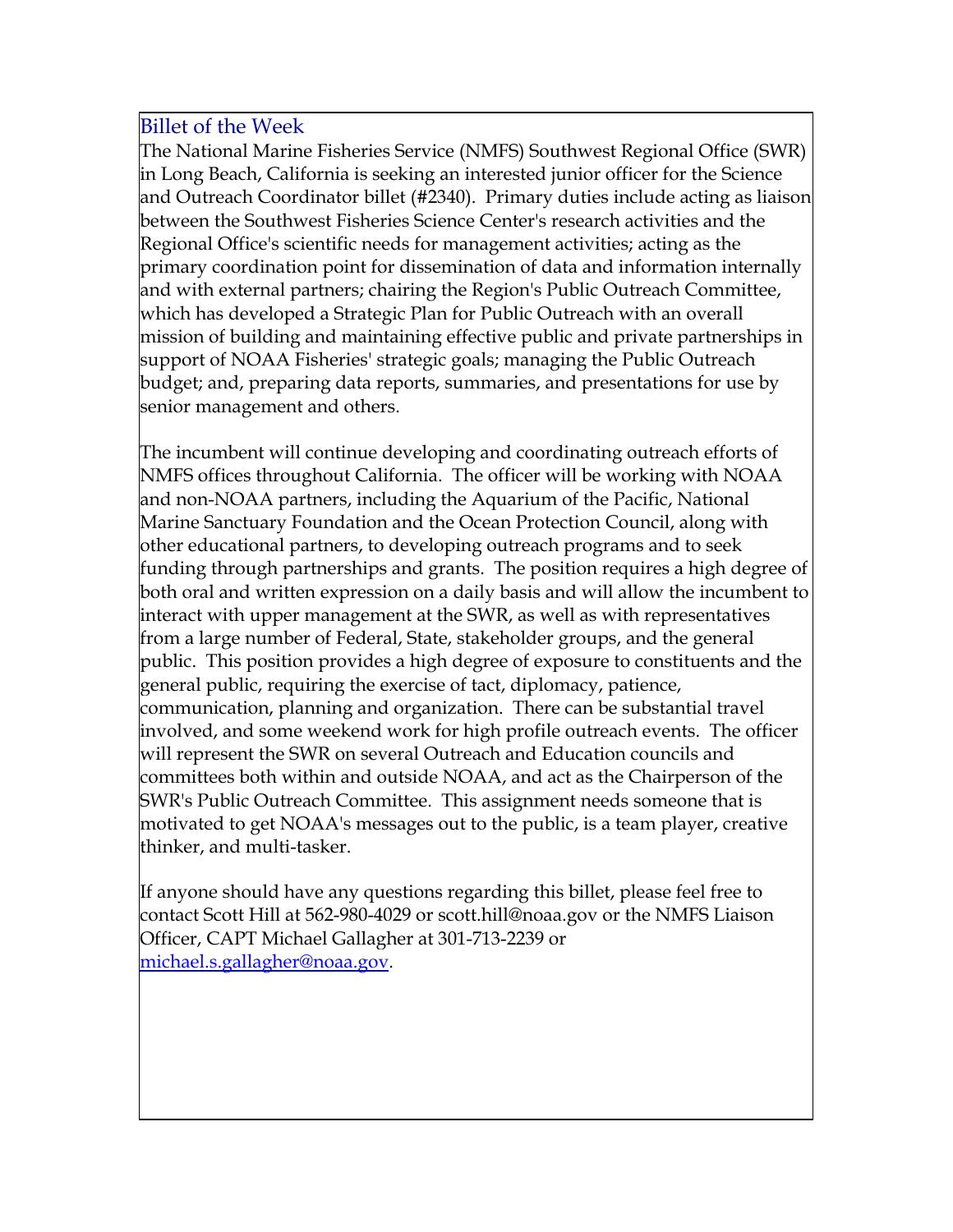## Billet of the Week

The National Marine Fisheries Service (NMFS) Southwest Regional Office (SWR) in Long Beach, California is seeking an interested junior officer for the Science and Outreach Coordinator billet (#2340). Primary duties include acting as liaison between the Southwest Fisheries Science Center's research activities and the Regional Office's scientific needs for management activities; acting as the primary coordination point for dissemination of data and information internally and with external partners; chairing the Region's Public Outreach Committee, which has developed a Strategic Plan for Public Outreach with an overall mission of building and maintaining effective public and private partnerships in support of NOAA Fisheries' strategic goals; managing the Public Outreach budget; and, preparing data reports, summaries, and presentations for use by senior management and others.

The incumbent will continue developing and coordinating outreach efforts of NMFS offices throughout California. The officer will be working with NOAA and non-NOAA partners, including the Aquarium of the Pacific, National Marine Sanctuary Foundation and the Ocean Protection Council, along with other educational partners, to developing outreach programs and to seek funding through partnerships and grants. The position requires a high degree of both oral and written expression on a daily basis and will allow the incumbent to interact with upper management at the SWR, as well as with representatives from a large number of Federal, State, stakeholder groups, and the general public. This position provides a high degree of exposure to constituents and the general public, requiring the exercise of tact, diplomacy, patience, communication, planning and organization. There can be substantial travel involved, and some weekend work for high profile outreach events. The officer will represent the SWR on several Outreach and Education councils and committees both within and outside NOAA, and act as the Chairperson of the SWR's Public Outreach Committee. This assignment needs someone that is motivated to get NOAA's messages out to the public, is a team player, creative thinker, and multi-tasker.

If anyone should have any questions regarding this billet, please feel free to contact Scott Hill at 562-980-4029 or scott.hill@noaa.gov or the NMFS Liaison Officer, CAPT Michael Gallagher at 301-713-2239 or michael.s.gallagher@noaa.gov.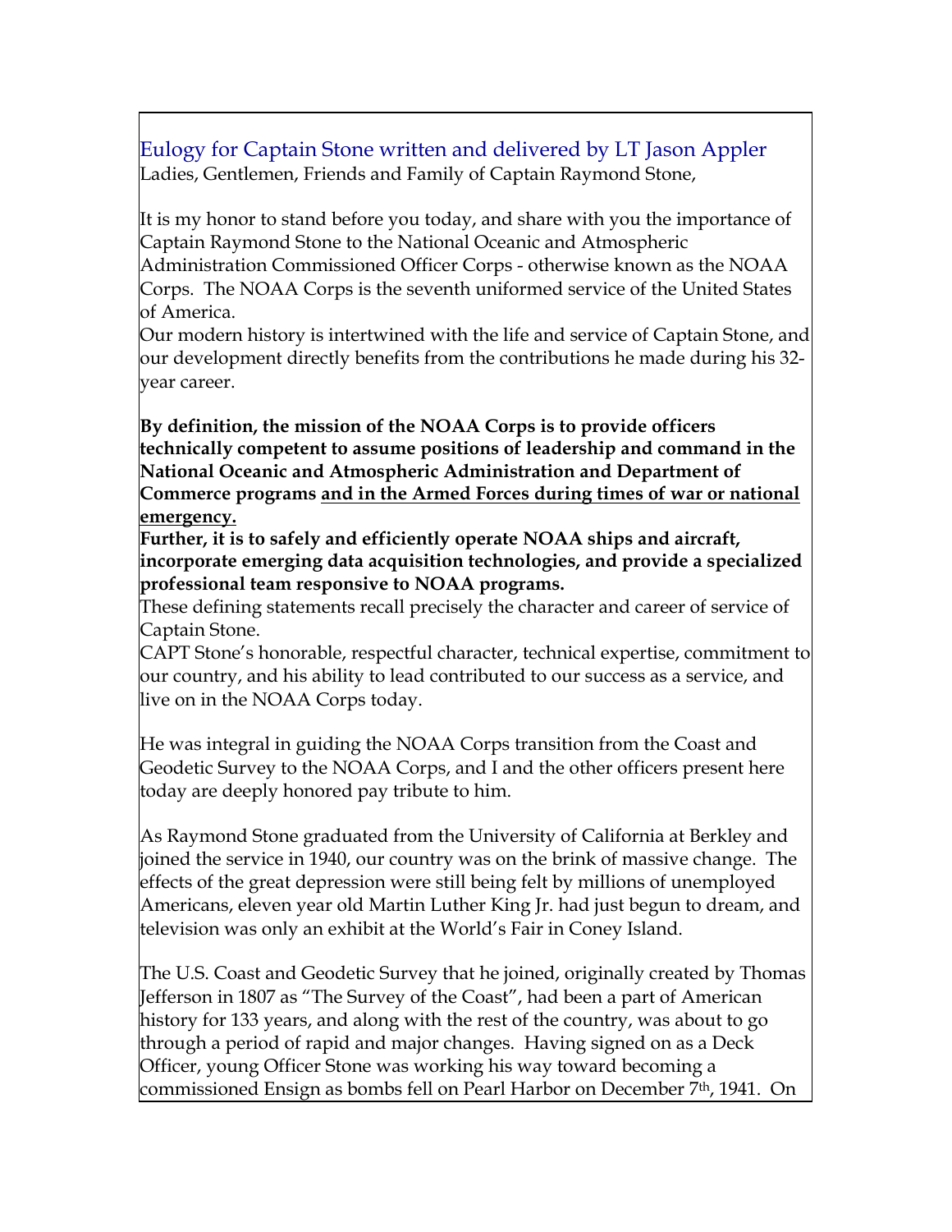## Eulogy for Captain Stone written and delivered by LT Jason Appler

Ladies, Gentlemen, Friends and Family of Captain Raymond Stone,

It is my honor to stand before you today, and share with you the importance of Captain Raymond Stone to the National Oceanic and Atmospheric Administration Commissioned Officer Corps - otherwise known as the NOAA Corps. The NOAA Corps is the seventh uniformed service of the United States of America.

Our modern history is intertwined with the life and service of Captain Stone, and our development directly benefits from the contributions he made during his 32-year career.

**By definition, the mission of the NOAA Corps is to provide officers technically competent to assume positions of leadership and command in the National Oceanic and Atmospheric Administration and Department of Commerce programs <u>and in the Armed Forces during times of war or national emergency.</u>**

**Further, it is to safely and efficiently operate NOAA ships and aircraft, incorporate emerging data acquisition technologies, and provide a specialized professional team responsive to NOAA programs.**

These defining statements recall precisely the character and career of service of Captain Stone.

CAPT Stone's honorable, respectful character, technical expertise, commitment to our country, and his ability to lead contributed to our success as a service, and live on in the NOAA Corps today.

He was integral in guiding the NOAA Corps transition from the Coast and Geodetic Survey to the NOAA Corps, and I and the other officers present here today are deeply honored pay tribute to him.

As Raymond Stone graduated from the University of California at Berkley and joined the service in 1940, our country was on the brink of massive change. The effects of the great depression were still being felt by millions of unemployed Americans, eleven year old Martin Luther King Jr. had just begun to dream, and television was only an exhibit at the World's Fair in Coney Island.

The U.S. Coast and Geodetic Survey that he joined, originally created by Thomas Jefferson in 1807 as "The Survey of the Coast", had been a part of American history for 133 years, and along with the rest of the country, was about to go through a period of rapid and major changes. Having signed on as a Deck Officer, young Officer Stone was working his way toward becoming a commissioned Ensign as bombs fell on Pearl Harbor on December 7th, 1941. On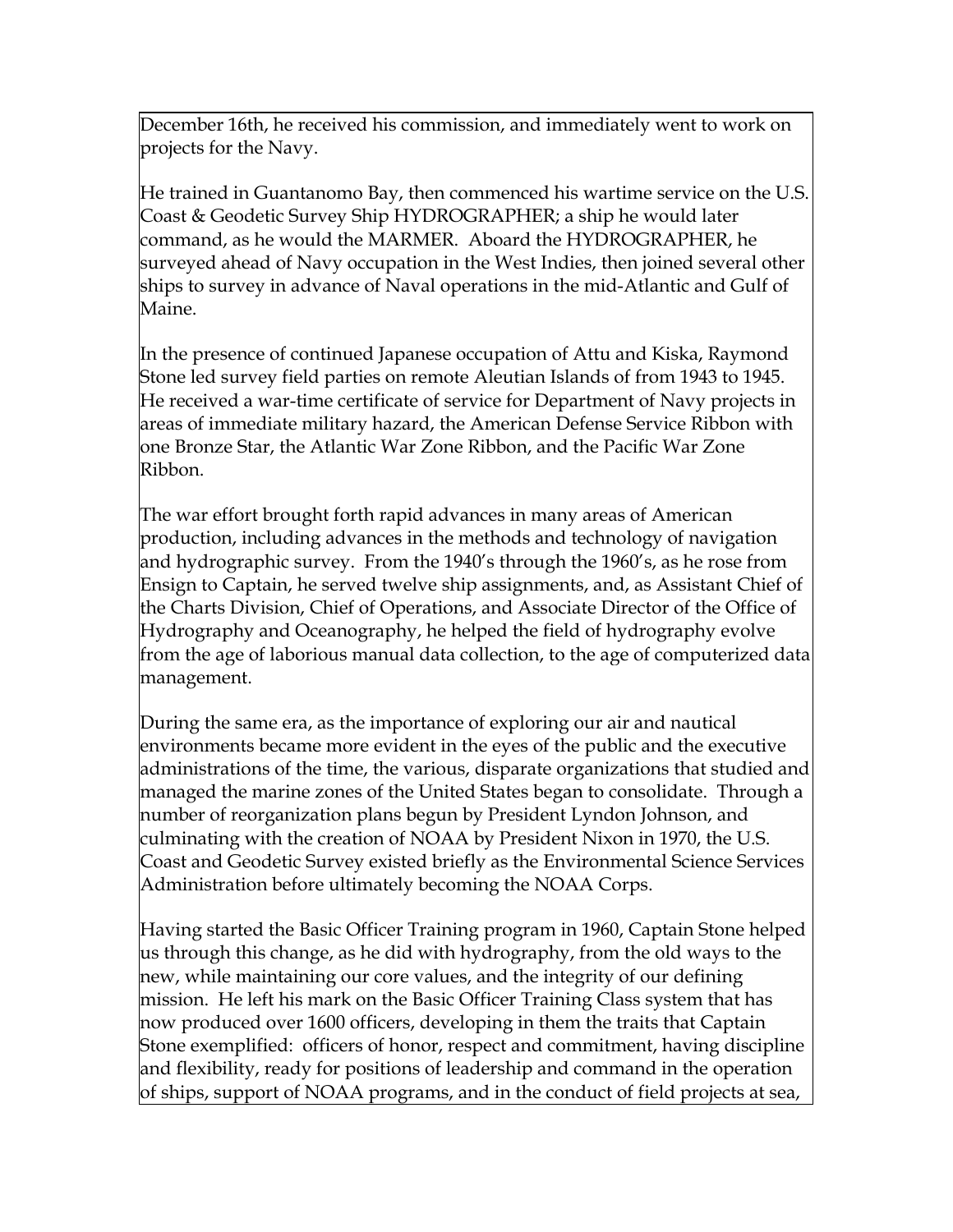December 16th, he received his commission, and immediately went to work on projects for the Navy.

He trained in Guantanomo Bay, then commenced his wartime service on the U.S. Coast & Geodetic Survey Ship HYDROGRAPHER; a ship he would later command, as he would the MARMER. Aboard the HYDROGRAPHER, he surveyed ahead of Navy occupation in the West Indies, then joined several other ships to survey in advance of Naval operations in the mid-Atlantic and Gulf of Maine.

In the presence of continued Japanese occupation of Attu and Kiska, Raymond Stone led survey field parties on remote Aleutian Islands of from 1943 to 1945. He received a war-time certificate of service for Department of Navy projects in areas of immediate military hazard, the American Defense Service Ribbon with one Bronze Star, the Atlantic War Zone Ribbon, and the Pacific War Zone Ribbon.

The war effort brought forth rapid advances in many areas of American production, including advances in the methods and technology of navigation and hydrographic survey. From the 1940's through the 1960's, as he rose from Ensign to Captain, he served twelve ship assignments, and, as Assistant Chief of the Charts Division, Chief of Operations, and Associate Director of the Office of Hydrography and Oceanography, he helped the field of hydrography evolve from the age of laborious manual data collection, to the age of computerized data management.

During the same era, as the importance of exploring our air and nautical environments became more evident in the eyes of the public and the executive administrations of the time, the various, disparate organizations that studied and managed the marine zones of the United States began to consolidate. Through a number of reorganization plans begun by President Lyndon Johnson, and culminating with the creation of NOAA by President Nixon in 1970, the U.S. Coast and Geodetic Survey existed briefly as the Environmental Science Services Administration before ultimately becoming the NOAA Corps.

Having started the Basic Officer Training program in 1960, Captain Stone helped us through this change, as he did with hydrography, from the old ways to the new, while maintaining our core values, and the integrity of our defining mission. He left his mark on the Basic Officer Training Class system that has now produced over 1600 officers, developing in them the traits that Captain Stone exemplified: officers of honor, respect and commitment, having discipline and flexibility, ready for positions of leadership and command in the operation of ships, support of NOAA programs, and in the conduct of field projects at sea,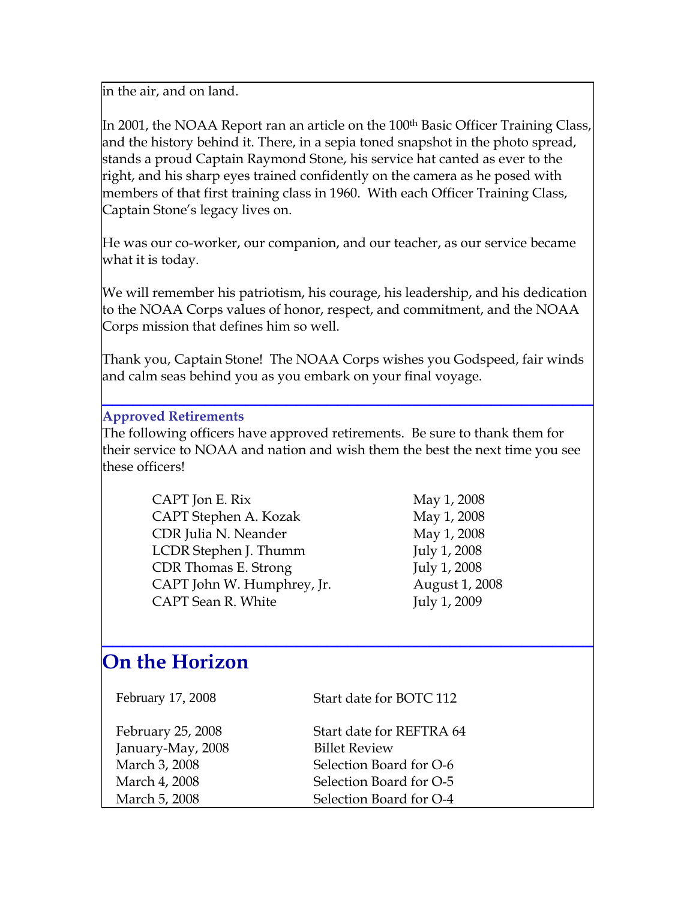in the air, and on land.

In 2001, the NOAA Report ran an article on the 100th Basic Officer Training Class, and the history behind it. There, in a sepia toned snapshot in the photo spread, stands a proud Captain Raymond Stone, his service hat canted as ever to the right, and his sharp eyes trained confidently on the camera as he posed with members of that first training class in 1960. With each Officer Training Class, Captain Stone's legacy lives on.

He was our co-worker, our companion, and our teacher, as our service became what it is today.

We will remember his patriotism, his courage, his leadership, and his dedication to the NOAA Corps values of honor, respect, and commitment, and the NOAA Corps mission that defines him so well.

Thank you, Captain Stone! The NOAA Corps wishes you Godspeed, fair winds and calm seas behind you as you embark on your final voyage.

---

### Approved Retirements

The following officers have approved retirements. Be sure to thank them for their service to NOAA and nation and wish them the best the next time you see these officers!

| Officer | Date |
|---|---|
| CAPT Jon E. Rix | May 1, 2008 |
| CAPT Stephen A. Kozak | May 1, 2008 |
| CDR Julia N. Neander | May 1, 2008 |
| LCDR Stephen J. Thumm | July 1, 2008 |
| CDR Thomas E. Strong | July 1, 2008 |
| CAPT John W. Humphrey, Jr. | August 1, 2008 |
| CAPT Sean R. White | July 1, 2009 |

---

## On the Horizon

| Date | Event |
|---|---|
| February 17, 2008 | Start date for BOTC 112 |
| February 25, 2008 | Start date for REFTRA 64 |
| January-May, 2008 | Billet Review |
| March 3, 2008 | Selection Board for O-6 |
| March 4, 2008 | Selection Board for O-5 |
| March 5, 2008 | Selection Board for O-4 |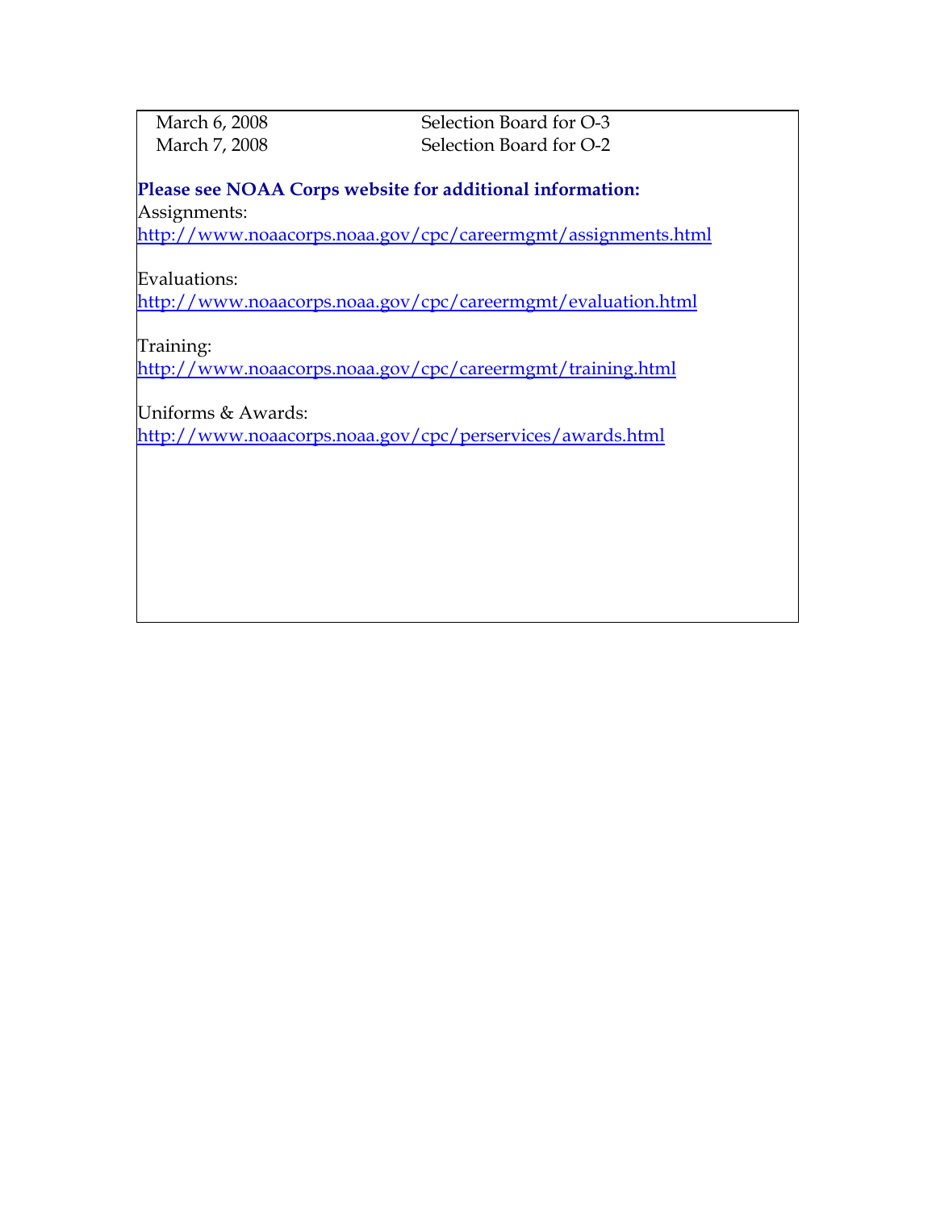| | |
|---|---|
| March 6, 2008 | Selection Board for O-3 |
| March 7, 2008 | Selection Board for O-2 |

**Please see NOAA Corps website for additional information:**

Assignments:
http://www.noaacorps.noaa.gov/cpc/careermgmt/assignments.html

Evaluations:
http://www.noaacorps.noaa.gov/cpc/careermgmt/evaluation.html

Training:
http://www.noaacorps.noaa.gov/cpc/careermgmt/training.html

Uniforms & Awards:
http://www.noaacorps.noaa.gov/cpc/perservices/awards.html